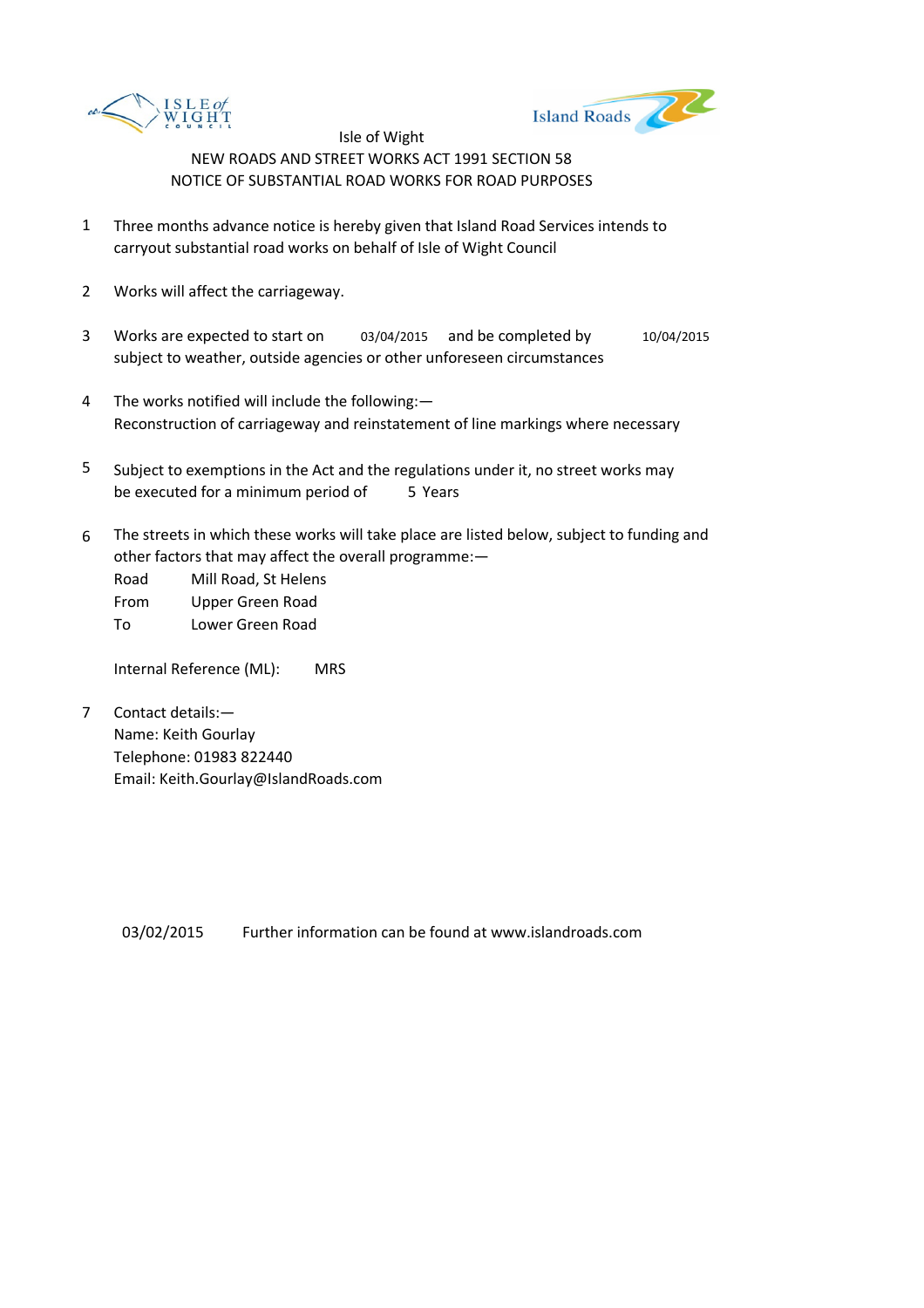Isle of Wight

NEW ROADS AND STREET WORKS ACT 1991 SECTION 58

NOTICE OF SUBSTANTIAL ROAD WORKS FOR ROAD PURPOSES

1. Three months advance notice is hereby given that Island Road Services intends to carryout substantial road works on behalf of Isle of Wight Council

2. Works will affect the carriageway.

3. Works are expected to start on 03/04/2015 and be completed by 10/04/2015 subject to weather, outside agencies or other unforeseen circumstances

4. The works notified will include the following:—
   Reconstruction of carriageway and reinstatement of line markings where necessary

5. Subject to exemptions in the Act and the regulations under it, no street works may be executed for a minimum period of 5 Years

6. The streets in which these works will take place are listed below, subject to funding and other factors that may affect the overall programme:—

   Road Mill Road, St Helens
   From Upper Green Road
   To Lower Green Road

   Internal Reference (ML): MRS

7. Contact details:—
   Name: Keith Gourlay
   Telephone: 01983 822440
   Email: Keith.Gourlay@IslandRoads.com

03/02/2015 Further information can be found at www.islandroads.com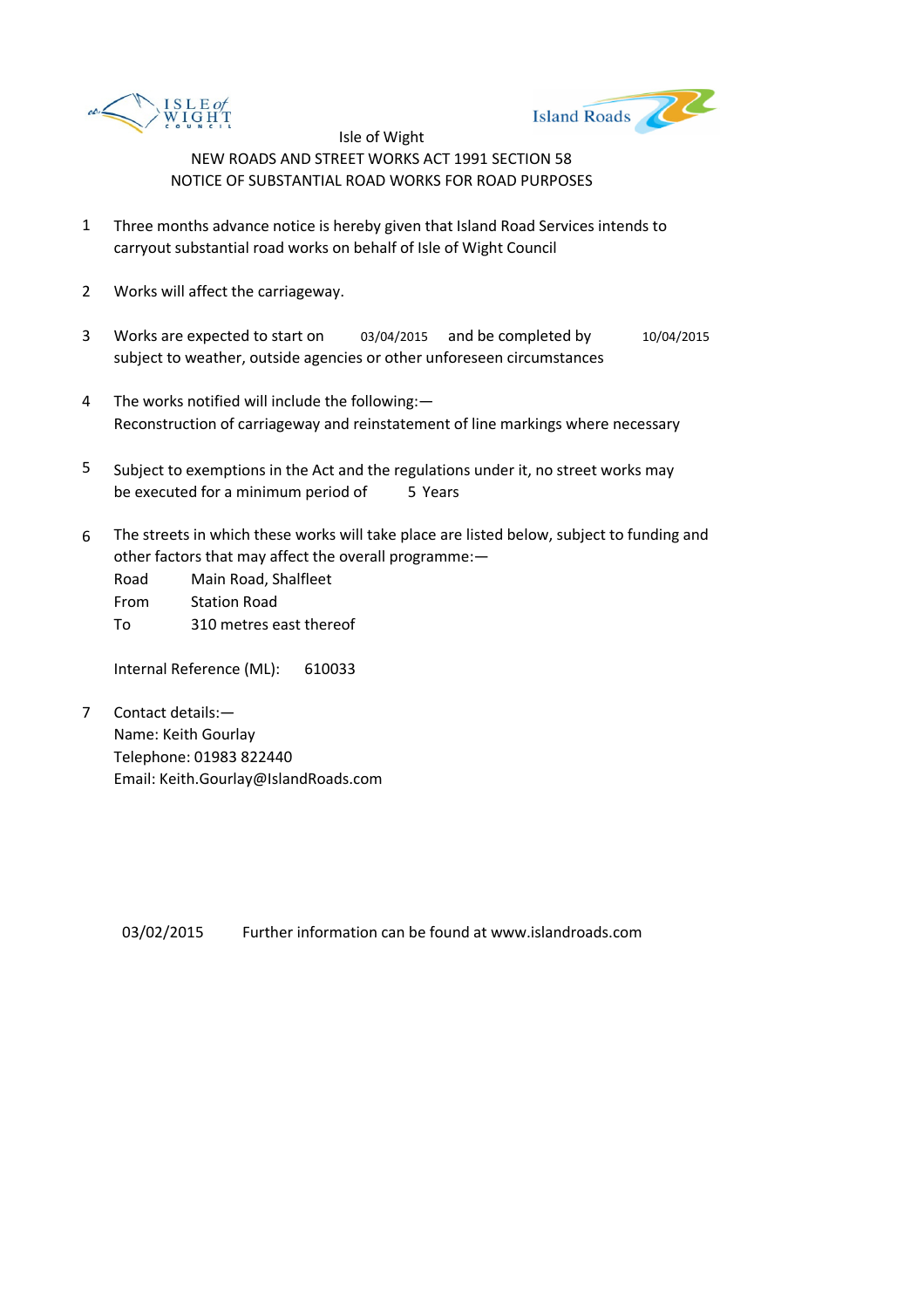Isle of Wight

NEW ROADS AND STREET WORKS ACT 1991 SECTION 58

NOTICE OF SUBSTANTIAL ROAD WORKS FOR ROAD PURPOSES

1. Three months advance notice is hereby given that Island Road Services intends to carryout substantial road works on behalf of Isle of Wight Council

2. Works will affect the carriageway.

3. Works are expected to start on 03/04/2015 and be completed by 10/04/2015 subject to weather, outside agencies or other unforeseen circumstances

4. The works notified will include the following:—
   Reconstruction of carriageway and reinstatement of line markings where necessary

5. Subject to exemptions in the Act and the regulations under it, no street works may be executed for a minimum period of 5 Years

6. The streets in which these works will take place are listed below, subject to funding and other factors that may affect the overall programme:—

   Road Main Road, Shalfleet
   From Station Road
   To 310 metres east thereof

   Internal Reference (ML): 610033

7. Contact details:—
   Name: Keith Gourlay
   Telephone: 01983 822440
   Email: Keith.Gourlay@IslandRoads.com

03/02/2015 Further information can be found at www.islandroads.com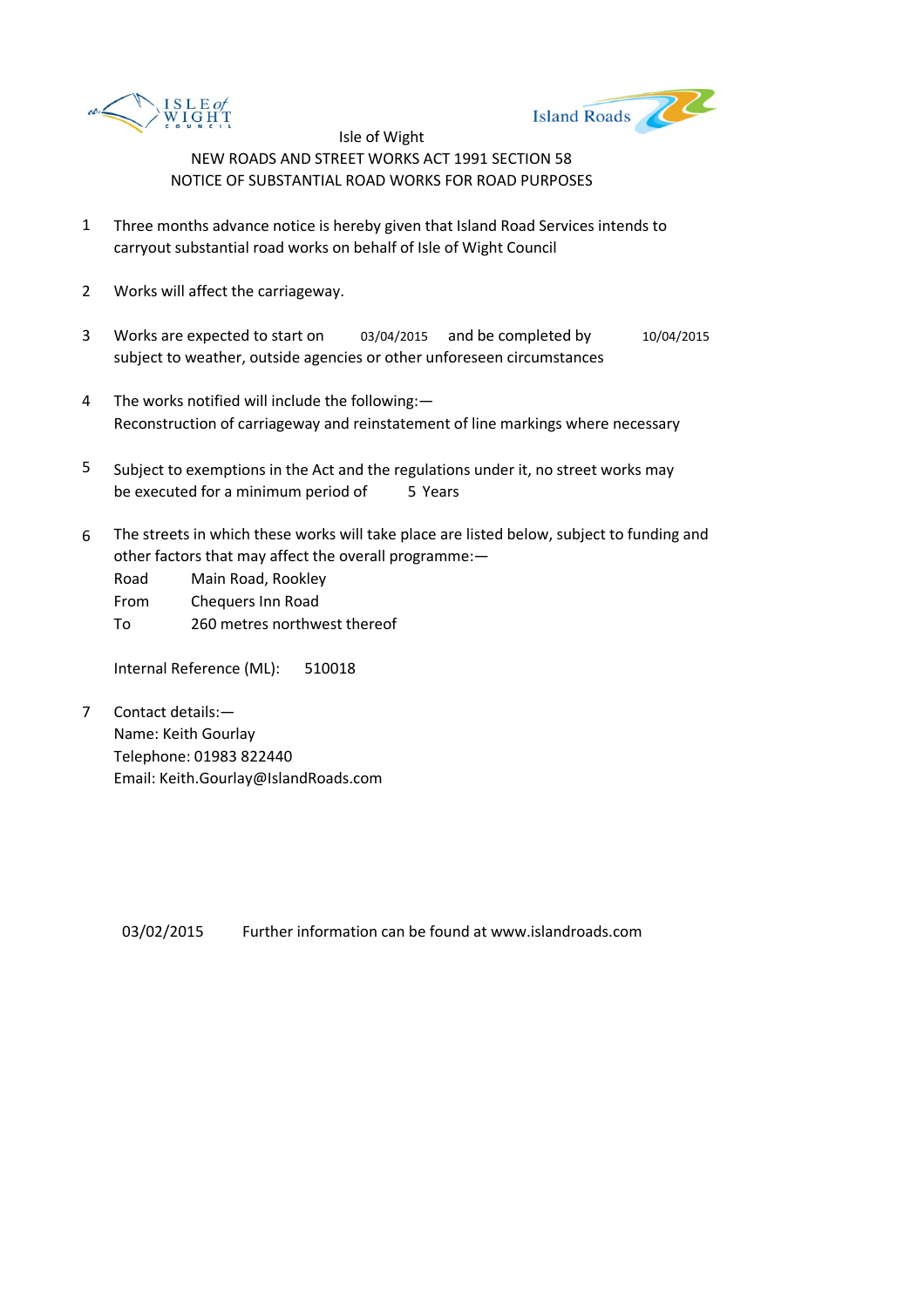Isle of Wight

NEW ROADS AND STREET WORKS ACT 1991 SECTION 58

NOTICE OF SUBSTANTIAL ROAD WORKS FOR ROAD PURPOSES

1. Three months advance notice is hereby given that Island Road Services intends to carryout substantial road works on behalf of Isle of Wight Council

2. Works will affect the carriageway.

3. Works are expected to start on 03/04/2015 and be completed by 10/04/2015 subject to weather, outside agencies or other unforeseen circumstances

4. The works notified will include the following:—
   Reconstruction of carriageway and reinstatement of line markings where necessary

5. Subject to exemptions in the Act and the regulations under it, no street works may be executed for a minimum period of 5 Years

6. The streets in which these works will take place are listed below, subject to funding and other factors that may affect the overall programme:—

   Road Main Road, Rookley
   From Chequers Inn Road
   To 260 metres northwest thereof

   Internal Reference (ML): 510018

7. Contact details:—
   Name: Keith Gourlay
   Telephone: 01983 822440
   Email: Keith.Gourlay@IslandRoads.com

03/02/2015 Further information can be found at www.islandroads.com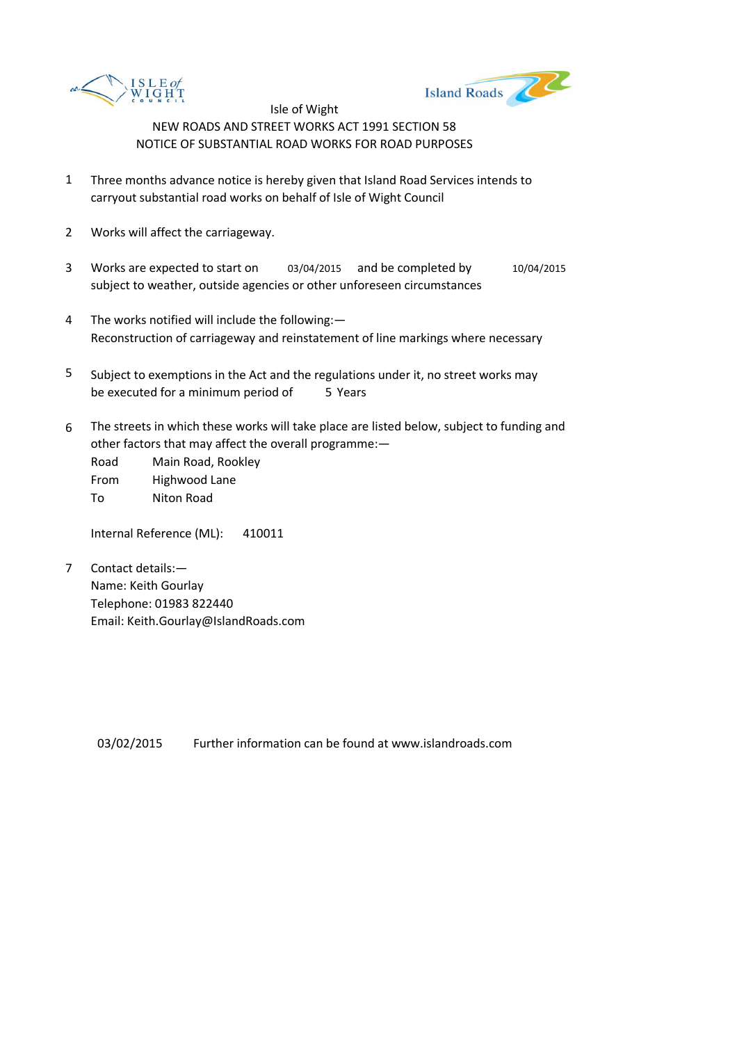Isle of Wight

NEW ROADS AND STREET WORKS ACT 1991 SECTION 58

NOTICE OF SUBSTANTIAL ROAD WORKS FOR ROAD PURPOSES

1. Three months advance notice is hereby given that Island Road Services intends to carryout substantial road works on behalf of Isle of Wight Council

2. Works will affect the carriageway.

3. Works are expected to start on 03/04/2015 and be completed by 10/04/2015 subject to weather, outside agencies or other unforeseen circumstances

4. The works notified will include the following:—
   Reconstruction of carriageway and reinstatement of line markings where necessary

5. Subject to exemptions in the Act and the regulations under it, no street works may be executed for a minimum period of 5 Years

6. The streets in which these works will take place are listed below, subject to funding and other factors that may affect the overall programme:—

   Road Main Road, Rookley
   From Highwood Lane
   To Niton Road

   Internal Reference (ML): 410011

7. Contact details:—
   Name: Keith Gourlay
   Telephone: 01983 822440
   Email: Keith.Gourlay@IslandRoads.com

03/02/2015 Further information can be found at www.islandroads.com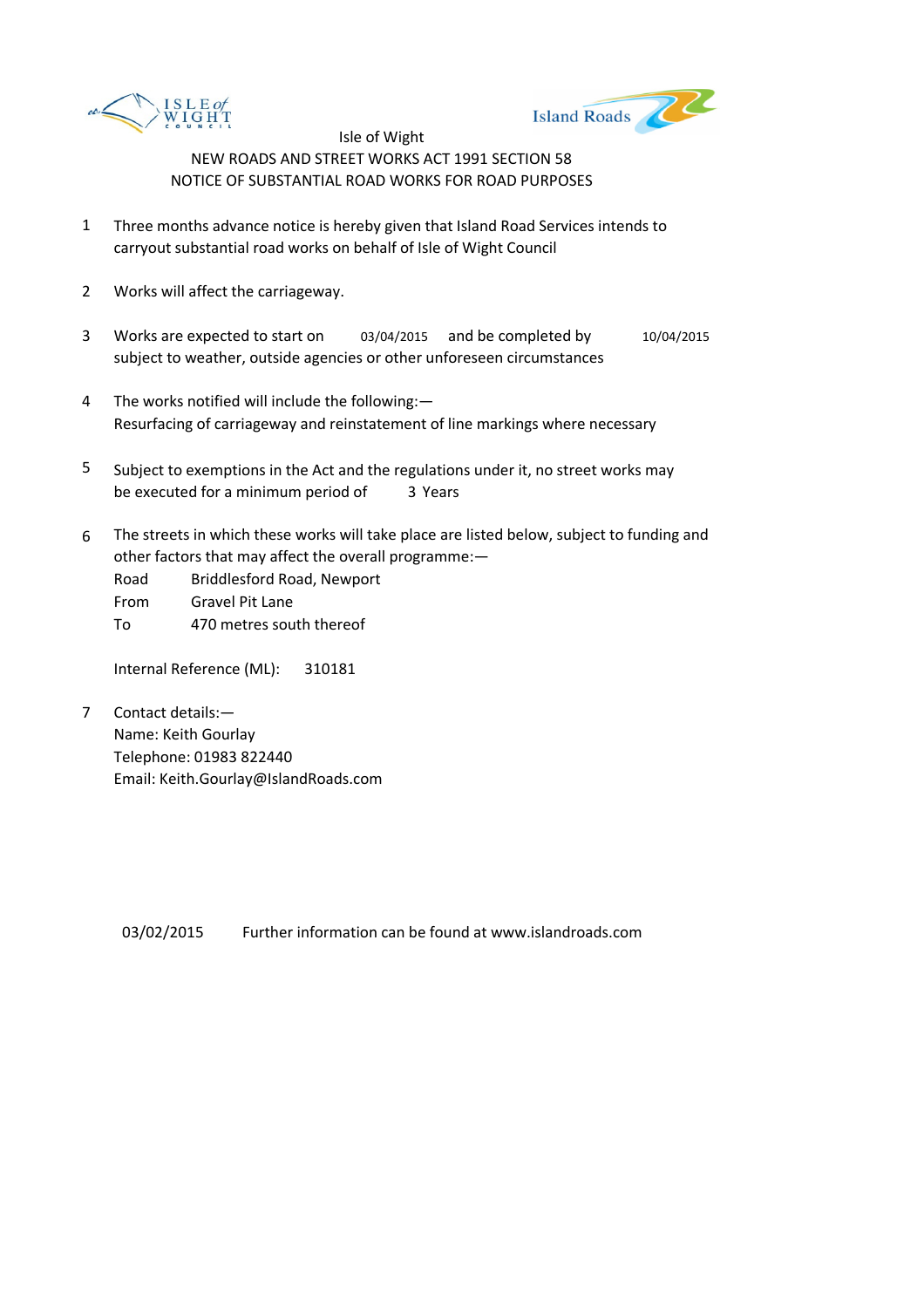Isle of Wight
NEW ROADS AND STREET WORKS ACT 1991 SECTION 58
NOTICE OF SUBSTANTIAL ROAD WORKS FOR ROAD PURPOSES

1. Three months advance notice is hereby given that Island Road Services intends to carryout substantial road works on behalf of Isle of Wight Council

2. Works will affect the carriageway.

3. Works are expected to start on 03/04/2015 and be completed by 10/04/2015 subject to weather, outside agencies or other unforeseen circumstances

4. The works notified will include the following:—
   Resurfacing of carriageway and reinstatement of line markings where necessary

5. Subject to exemptions in the Act and the regulations under it, no street works may be executed for a minimum period of 3 Years

6. The streets in which these works will take place are listed below, subject to funding and other factors that may affect the overall programme:—

   Road Briddlesford Road, Newport
   From Gravel Pit Lane
   To 470 metres south thereof

   Internal Reference (ML): 310181

7. Contact details:—
   Name: Keith Gourlay
   Telephone: 01983 822440
   Email: Keith.Gourlay@IslandRoads.com

03/02/2015 Further information can be found at www.islandroads.com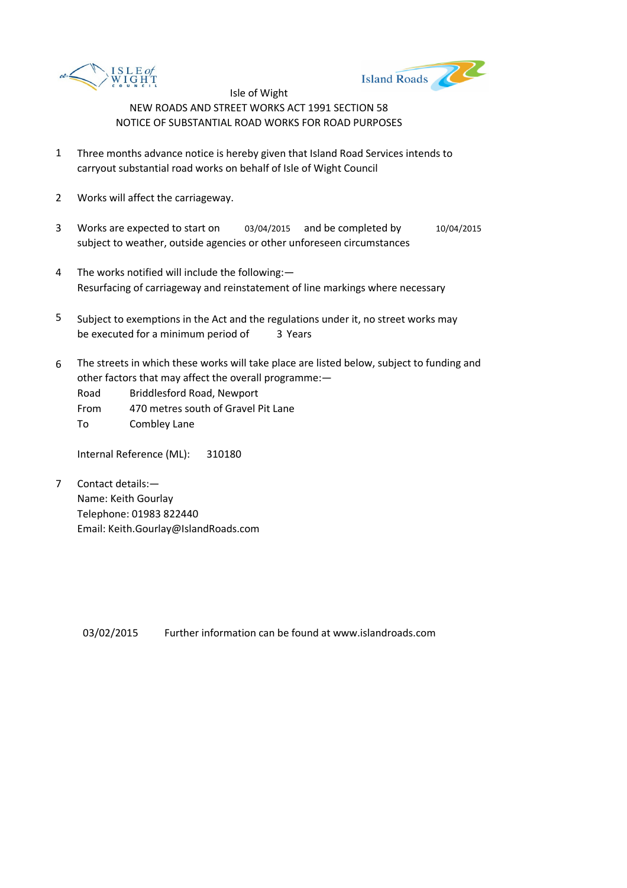Isle of Wight

NEW ROADS AND STREET WORKS ACT 1991 SECTION 58

NOTICE OF SUBSTANTIAL ROAD WORKS FOR ROAD PURPOSES

1. Three months advance notice is hereby given that Island Road Services intends to carryout substantial road works on behalf of Isle of Wight Council

2. Works will affect the carriageway.

3. Works are expected to start on 03/04/2015 and be completed by 10/04/2015 subject to weather, outside agencies or other unforeseen circumstances

4. The works notified will include the following:—
   Resurfacing of carriageway and reinstatement of line markings where necessary

5. Subject to exemptions in the Act and the regulations under it, no street works may be executed for a minimum period of 3 Years

6. The streets in which these works will take place are listed below, subject to funding and other factors that may affect the overall programme:—

   Road Briddlesford Road, Newport
   From 470 metres south of Gravel Pit Lane
   To Combley Lane

   Internal Reference (ML): 310180

7. Contact details:—
   Name: Keith Gourlay
   Telephone: 01983 822440
   Email: Keith.Gourlay@IslandRoads.com

03/02/2015 Further information can be found at www.islandroads.com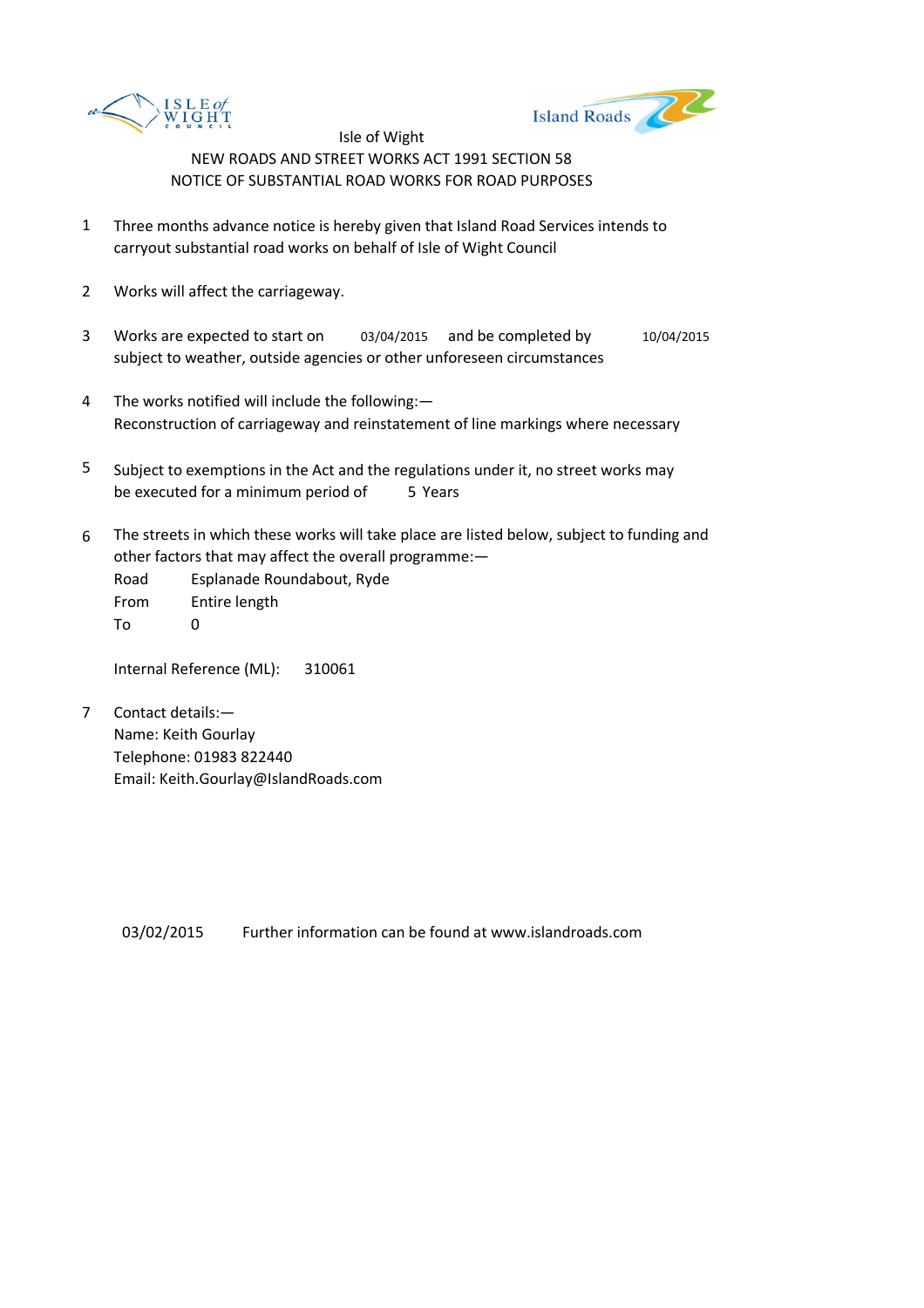Isle of Wight

NEW ROADS AND STREET WORKS ACT 1991 SECTION 58

NOTICE OF SUBSTANTIAL ROAD WORKS FOR ROAD PURPOSES

1. Three months advance notice is hereby given that Island Road Services intends to carryout substantial road works on behalf of Isle of Wight Council

2. Works will affect the carriageway.

3. Works are expected to start on 03/04/2015 and be completed by 10/04/2015 subject to weather, outside agencies or other unforeseen circumstances

4. The works notified will include the following:—
   Reconstruction of carriageway and reinstatement of line markings where necessary

5. Subject to exemptions in the Act and the regulations under it, no street works may be executed for a minimum period of 5 Years

6. The streets in which these works will take place are listed below, subject to funding and other factors that may affect the overall programme:—

   Road Esplanade Roundabout, Ryde
   From Entire length
   To 0

   Internal Reference (ML): 310061

7. Contact details:—
   Name: Keith Gourlay
   Telephone: 01983 822440
   Email: Keith.Gourlay@IslandRoads.com

03/02/2015 Further information can be found at www.islandroads.com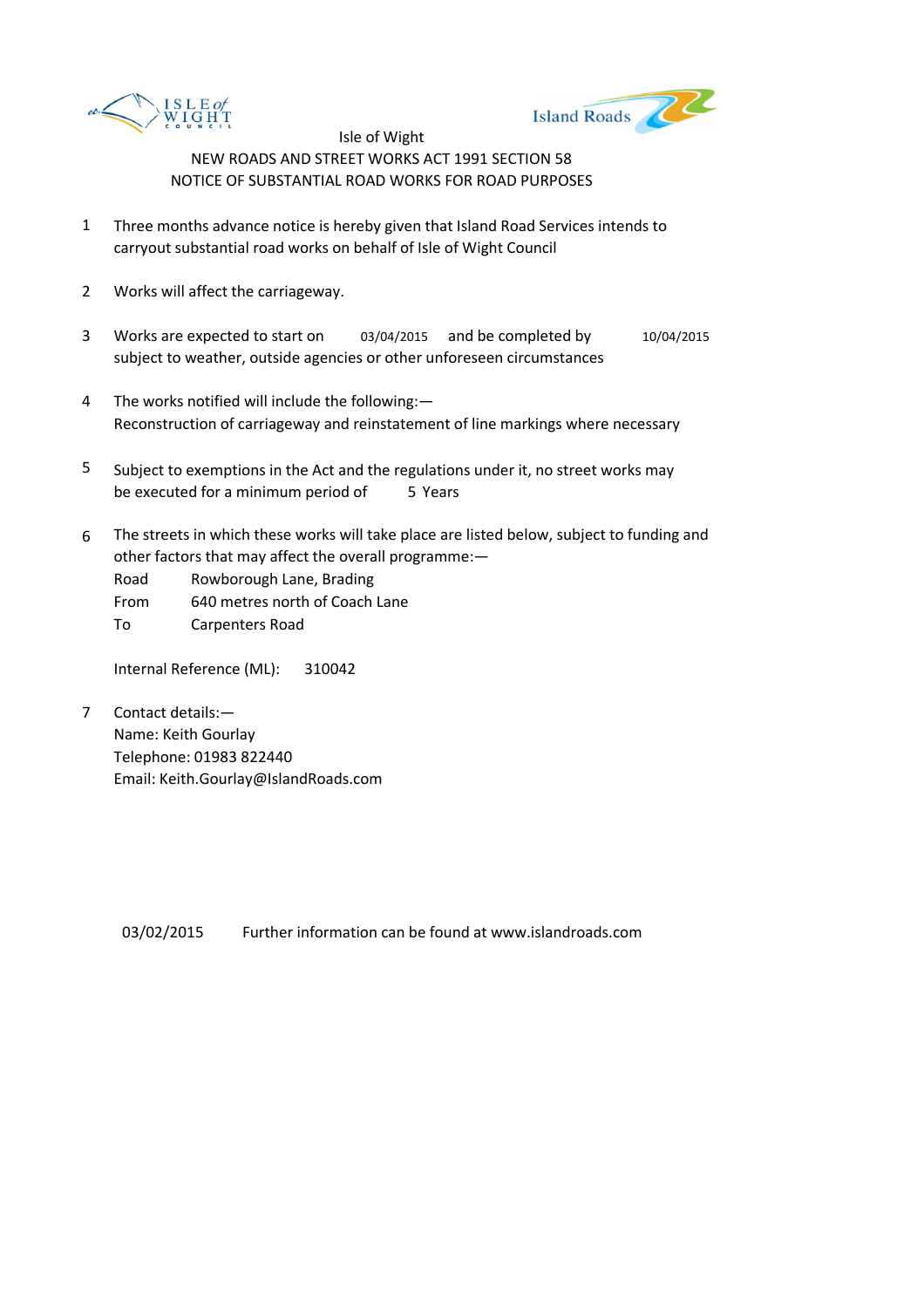Isle of Wight

NEW ROADS AND STREET WORKS ACT 1991 SECTION 58

NOTICE OF SUBSTANTIAL ROAD WORKS FOR ROAD PURPOSES

1. Three months advance notice is hereby given that Island Road Services intends to carryout substantial road works on behalf of Isle of Wight Council

2. Works will affect the carriageway.

3. Works are expected to start on 03/04/2015 and be completed by 10/04/2015 subject to weather, outside agencies or other unforeseen circumstances

4. The works notified will include the following:— Reconstruction of carriageway and reinstatement of line markings where necessary

5. Subject to exemptions in the Act and the regulations under it, no street works may be executed for a minimum period of 5 Years

6. The streets in which these works will take place are listed below, subject to funding and other factors that may affect the overall programme:—

   Road Rowborough Lane, Brading
   From 640 metres north of Coach Lane
   To Carpenters Road

   Internal Reference (ML): 310042

7. Contact details:—
   Name: Keith Gourlay
   Telephone: 01983 822440
   Email: Keith.Gourlay@IslandRoads.com

03/02/2015 Further information can be found at www.islandroads.com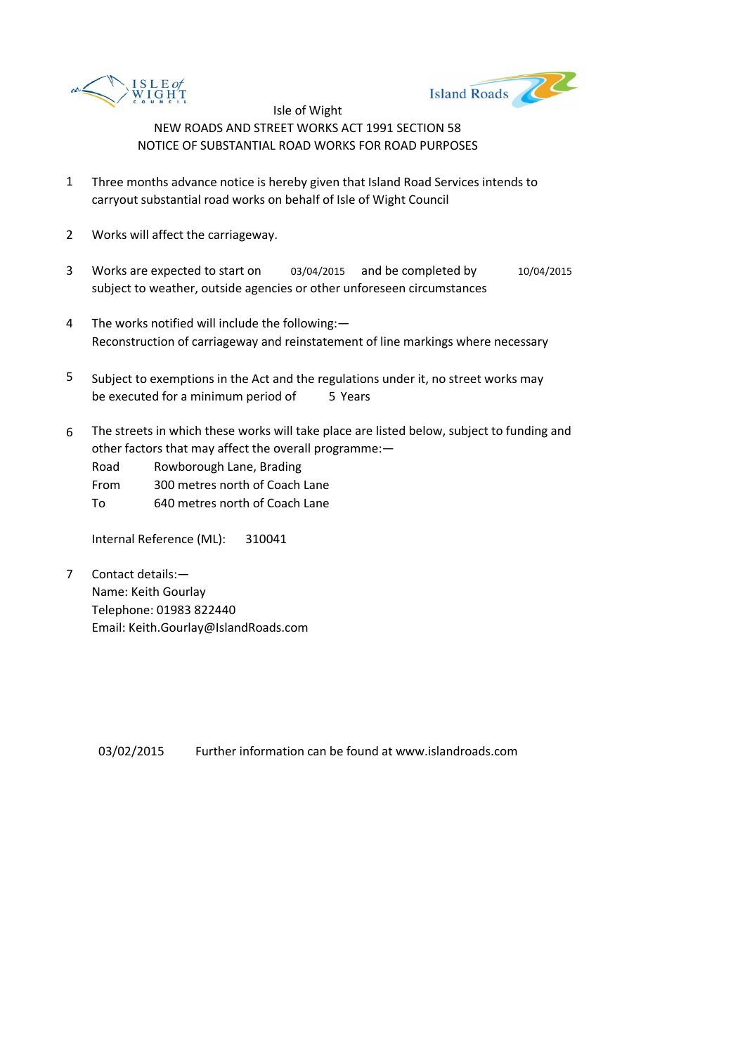Isle of Wight

NEW ROADS AND STREET WORKS ACT 1991 SECTION 58

NOTICE OF SUBSTANTIAL ROAD WORKS FOR ROAD PURPOSES

1. Three months advance notice is hereby given that Island Road Services intends to carryout substantial road works on behalf of Isle of Wight Council

2. Works will affect the carriageway.

3. Works are expected to start on 03/04/2015 and be completed by 10/04/2015 subject to weather, outside agencies or other unforeseen circumstances

4. The works notified will include the following:—
   Reconstruction of carriageway and reinstatement of line markings where necessary

5. Subject to exemptions in the Act and the regulations under it, no street works may be executed for a minimum period of 5 Years

6. The streets in which these works will take place are listed below, subject to funding and other factors that may affect the overall programme:—

   Road Rowborough Lane, Brading
   From 300 metres north of Coach Lane
   To 640 metres north of Coach Lane

   Internal Reference (ML): 310041

7. Contact details:—
   Name: Keith Gourlay
   Telephone: 01983 822440
   Email: Keith.Gourlay@IslandRoads.com

03/02/2015 Further information can be found at www.islandroads.com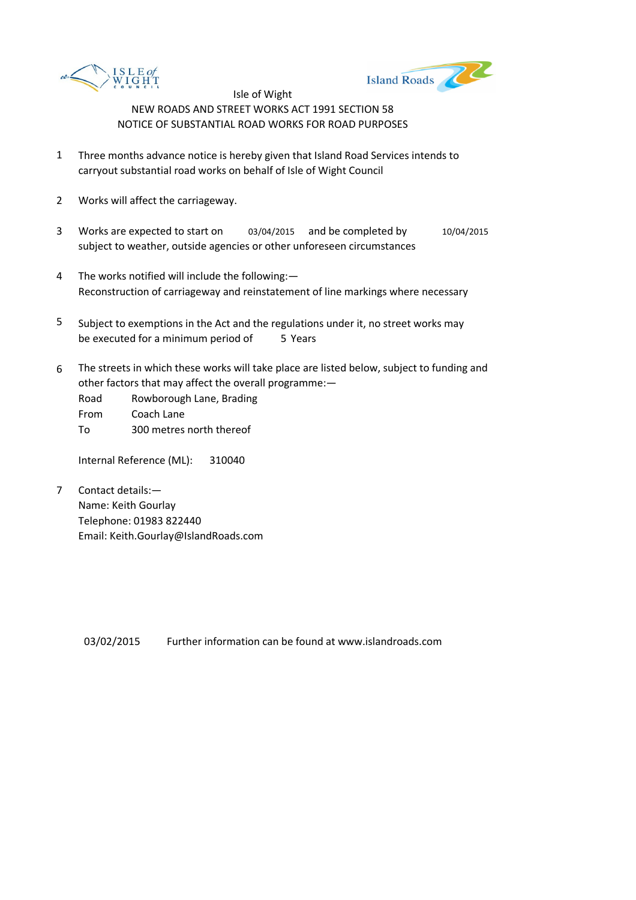Isle of Wight

NEW ROADS AND STREET WORKS ACT 1991 SECTION 58

NOTICE OF SUBSTANTIAL ROAD WORKS FOR ROAD PURPOSES

1. Three months advance notice is hereby given that Island Road Services intends to carryout substantial road works on behalf of Isle of Wight Council

2. Works will affect the carriageway.

3. Works are expected to start on 03/04/2015 and be completed by 10/04/2015 subject to weather, outside agencies or other unforeseen circumstances

4. The works notified will include the following:— Reconstruction of carriageway and reinstatement of line markings where necessary

5. Subject to exemptions in the Act and the regulations under it, no street works may be executed for a minimum period of 5 Years

6. The streets in which these works will take place are listed below, subject to funding and other factors that may affect the overall programme:—

   Road Rowborough Lane, Brading
   From Coach Lane
   To 300 metres north thereof

   Internal Reference (ML): 310040

7. Contact details:—
   Name: Keith Gourlay
   Telephone: 01983 822440
   Email: Keith.Gourlay@IslandRoads.com

03/02/2015 Further information can be found at www.islandroads.com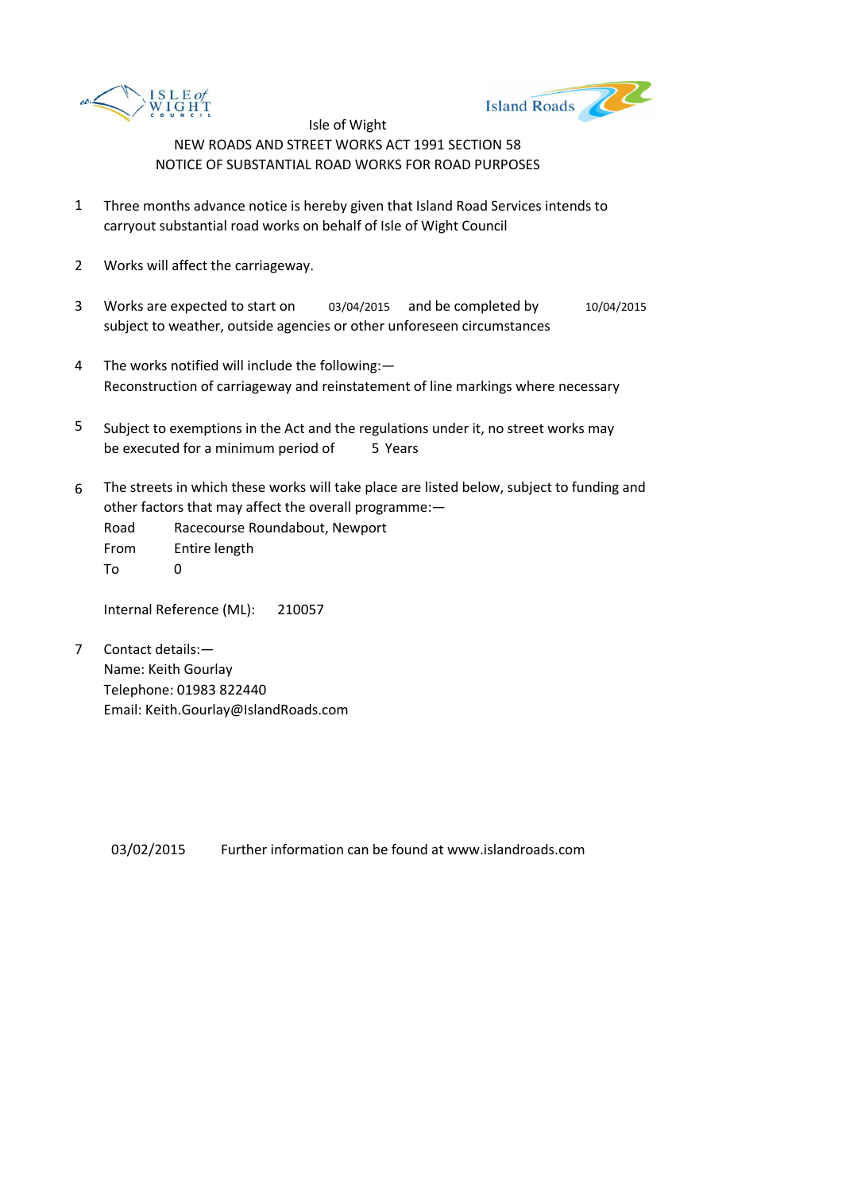Isle of Wight

NEW ROADS AND STREET WORKS ACT 1991 SECTION 58

NOTICE OF SUBSTANTIAL ROAD WORKS FOR ROAD PURPOSES

1. Three months advance notice is hereby given that Island Road Services intends to carryout substantial road works on behalf of Isle of Wight Council

2. Works will affect the carriageway.

3. Works are expected to start on 03/04/2015 and be completed by 10/04/2015 subject to weather, outside agencies or other unforeseen circumstances

4. The works notified will include the following:— Reconstruction of carriageway and reinstatement of line markings where necessary

5. Subject to exemptions in the Act and the regulations under it, no street works may be executed for a minimum period of 5 Years

6. The streets in which these works will take place are listed below, subject to funding and other factors that may affect the overall programme:—

   Road Racecourse Roundabout, Newport
   From Entire length
   To 0

   Internal Reference (ML): 210057

7. Contact details:—
   Name: Keith Gourlay
   Telephone: 01983 822440
   Email: Keith.Gourlay@IslandRoads.com

03/02/2015 Further information can be found at www.islandroads.com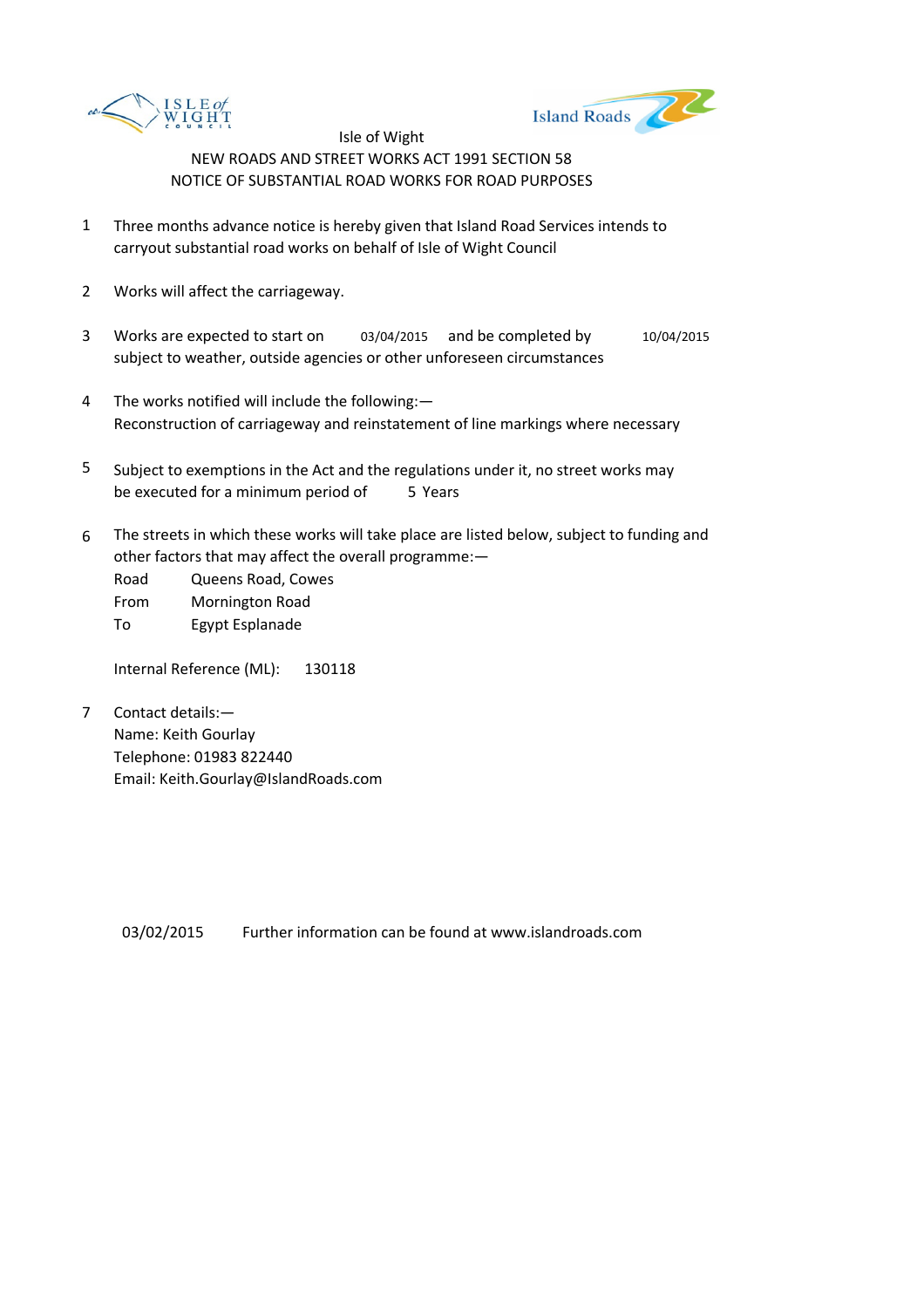Isle of Wight

NEW ROADS AND STREET WORKS ACT 1991 SECTION 58

NOTICE OF SUBSTANTIAL ROAD WORKS FOR ROAD PURPOSES

1. Three months advance notice is hereby given that Island Road Services intends to carryout substantial road works on behalf of Isle of Wight Council

2. Works will affect the carriageway.

3. Works are expected to start on 03/04/2015 and be completed by 10/04/2015 subject to weather, outside agencies or other unforeseen circumstances

4. The works notified will include the following:—
   Reconstruction of carriageway and reinstatement of line markings where necessary

5. Subject to exemptions in the Act and the regulations under it, no street works may be executed for a minimum period of 5 Years

6. The streets in which these works will take place are listed below, subject to funding and other factors that may affect the overall programme:—

   Road Queens Road, Cowes
   From Mornington Road
   To Egypt Esplanade

   Internal Reference (ML): 130118

7. Contact details:—
   Name: Keith Gourlay
   Telephone: 01983 822440
   Email: Keith.Gourlay@IslandRoads.com

03/02/2015 Further information can be found at www.islandroads.com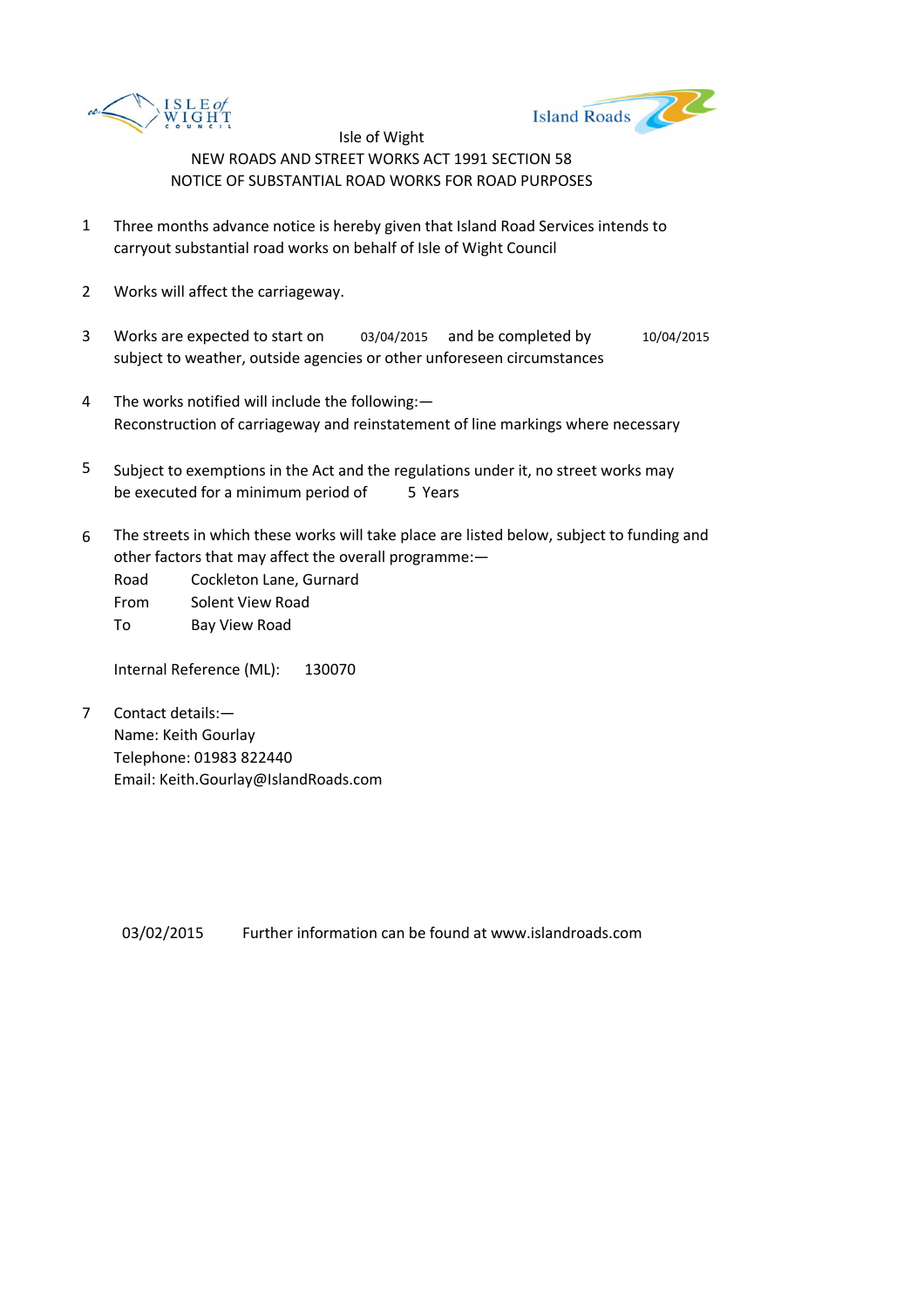Isle of Wight

NEW ROADS AND STREET WORKS ACT 1991 SECTION 58

NOTICE OF SUBSTANTIAL ROAD WORKS FOR ROAD PURPOSES

1. Three months advance notice is hereby given that Island Road Services intends to carryout substantial road works on behalf of Isle of Wight Council

2. Works will affect the carriageway.

3. Works are expected to start on 03/04/2015 and be completed by 10/04/2015 subject to weather, outside agencies or other unforeseen circumstances

4. The works notified will include the following:—
Reconstruction of carriageway and reinstatement of line markings where necessary

5. Subject to exemptions in the Act and the regulations under it, no street works may be executed for a minimum period of 5 Years

6. The streets in which these works will take place are listed below, subject to funding and other factors that may affect the overall programme:—
Road Cockleton Lane, Gurnard
From Solent View Road
To Bay View Road

   Internal Reference (ML): 130070

7. Contact details:—
Name: Keith Gourlay
Telephone: 01983 822440
Email: Keith.Gourlay@IslandRoads.com

03/02/2015 Further information can be found at www.islandroads.com